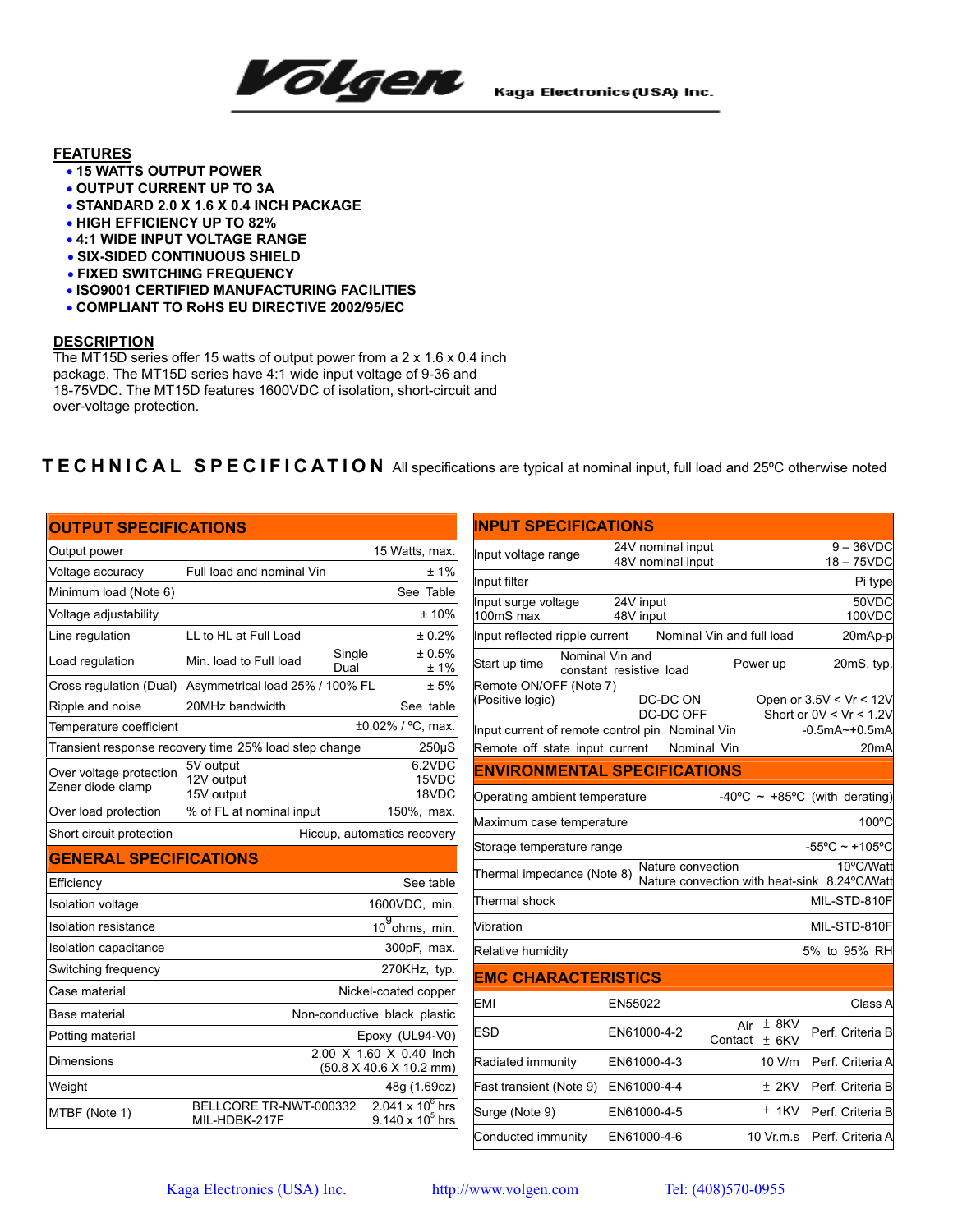Volgen — Kaga Electronics (USA) Inc.

## FEATURES

- 15 WATTS OUTPUT POWER
- OUTPUT CURRENT UP TO 3A
- STANDARD 2.0 X 1.6 X 0.4 INCH PACKAGE
- HIGH EFFICIENCY UP TO 82%
- 4:1 WIDE INPUT VOLTAGE RANGE
- SIX-SIDED CONTINUOUS SHIELD
- FIXED SWITCHING FREQUENCY
- ISO9001 CERTIFIED MANUFACTURING FACILITIES
- COMPLIANT TO RoHS EU DIRECTIVE 2002/95/EC

## DESCRIPTION

The MT15D series offer 15 watts of output power from a 2 x 1.6 x 0.4 inch package. The MT15D series have 4:1 wide input voltage of 9-36 and 18-75VDC. The MT15D features 1600VDC of isolation, short-circuit and over-voltage protection.

## TECHNICAL SPECIFICATION

All specifications are typical at nominal input, full load and 25ºC otherwise noted

### OUTPUT SPECIFICATIONS

| Parameter | Condition | | Value |
|---|---|---|---|
| Output power | | | 15 Watts, max. |
| Voltage accuracy | Full load and nominal Vin | | ± 1% |
| Minimum load (Note 6) | | | See Table |
| Voltage adjustability | | | ± 10% |
| Line regulation | LL to HL at Full Load | | ± 0.2% |
| Load regulation | Min. load to Full load | Single<br>Dual | ± 0.5%<br>± 1% |
| Cross regulation (Dual) | Asymmetrical load 25% / 100% FL | | ± 5% |
| Ripple and noise | 20MHz bandwidth | | See table |
| Temperature coefficient | | | ±0.02% / ºC, max. |
| Transient response recovery time 25% load step change | | | 250μS |
| Over voltage protection Zener diode clamp | 5V output<br>12V output<br>15V output | | 6.2VDC<br>15VDC<br>18VDC |
| Over load protection | % of FL at nominal input | | 150%, max. |
| Short circuit protection | | | Hiccup, automatics recovery |

### GENERAL SPECIFICATIONS

| Parameter | Condition | Value |
|---|---|---|
| Efficiency | | See table |
| Isolation voltage | | 1600VDC, min. |
| Isolation resistance | | $10^9$ ohms, min. |
| Isolation capacitance | | 300pF, max. |
| Switching frequency | | 270KHz, typ. |
| Case material | | Nickel-coated copper |
| Base material | | Non-conductive black plastic |
| Potting material | | Epoxy (UL94-V0) |
| Dimensions | | 2.00 X 1.60 X 0.40 Inch<br>(50.8 X 40.6 X 10.2 mm) |
| Weight | | 48g (1.69oz) |
| MTBF (Note 1) | BELLCORE TR-NWT-000332<br>MIL-HDBK-217F | $2.041 \times 10^6$ hrs<br>$9.140 \times 10^5$ hrs |

### INPUT SPECIFICATIONS

| Parameter | Condition | | Value |
|---|---|---|---|
| Input voltage range | 24V nominal input<br>48V nominal input | | 9 – 36VDC<br>18 – 75VDC |
| Input filter | | | Pi type |
| Input surge voltage 100mS max | 24V input<br>48V input | | 50VDC<br>100VDC |
| Input reflected ripple current | Nominal Vin and full load | | 20mAp-p |
| Start up time | Nominal Vin and constant resistive load | Power up | 20mS, typ. |
| Remote ON/OFF (Note 7) (Positive logic) | DC-DC ON<br>DC-DC OFF | | Open or 3.5V < Vr < 12V<br>Short or 0V < Vr < 1.2V |
| Input current of remote control pin | Nominal Vin | | -0.5mA~+0.5mA |
| Remote off state input current | Nominal Vin | | 20mA |

### ENVIRONMENTAL SPECIFICATIONS

| Parameter | Condition | Value |
|---|---|---|
| Operating ambient temperature | | -40ºC ~ +85ºC (with derating) |
| Maximum case temperature | | 100ºC |
| Storage temperature range | | -55ºC ~ +105ºC |
| Thermal impedance (Note 8) | Nature convection<br>Nature convection with heat-sink | 10ºC/Watt<br>8.24ºC/Watt |
| Thermal shock | | MIL-STD-810F |
| Vibration | | MIL-STD-810F |
| Relative humidity | | 5% to 95% RH |

### EMC CHARACTERISTICS

| Parameter | Standard | Level | Criteria |
|---|---|---|---|
| EMI | EN55022 | | Class A |
| ESD | EN61000-4-2 | Air ± 8KV<br>Contact ± 6KV | Perf. Criteria B |
| Radiated immunity | EN61000-4-3 | 10 V/m | Perf. Criteria A |
| Fast transient (Note 9) | EN61000-4-4 | ± 2KV | Perf. Criteria B |
| Surge (Note 9) | EN61000-4-5 | ± 1KV | Perf. Criteria B |
| Conducted immunity | EN61000-4-6 | 10 Vr.m.s | Perf. Criteria A |

Kaga Electronics (USA) Inc. http://www.volgen.com Tel: (408)570-0955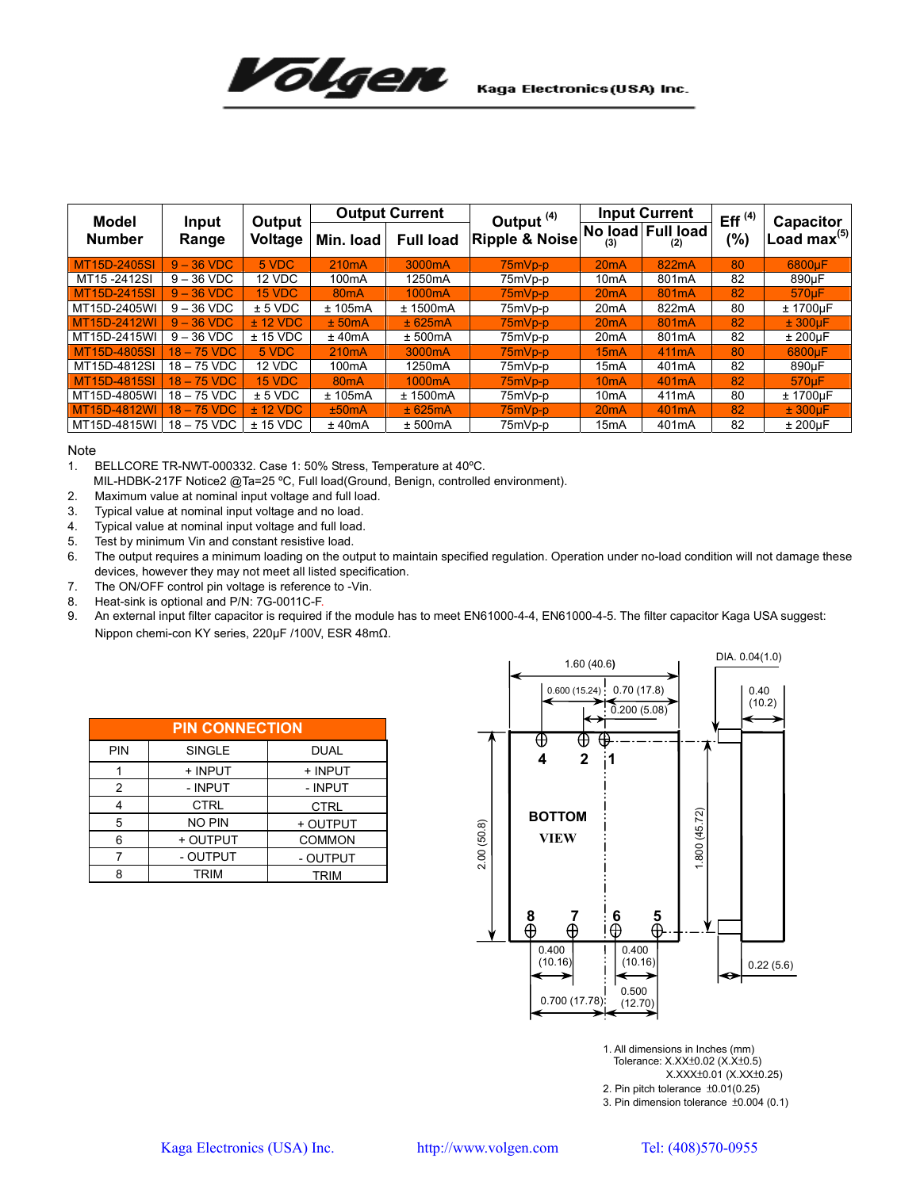Volgen Kaga Electronics(USA) Inc.

| Model Number | Input Range | Output Voltage | Output Current | | Output [4] Ripple & Noise | Input Current | | Eff [4] (%) | Capacitor Load max[5] |
|---|---|---|---|---|---|---|---|---|---|
| | | | Min. load | Full load | | No load [3] | Full load [2] | | |
| MT15D-2405SI | 9 – 36 VDC | 5 VDC | 210mA | 3000mA | 75mVp-p | 20mA | 822mA | 80 | 6800µF |
| MT15 -2412SI | 9 – 36 VDC | 12 VDC | 100mA | 1250mA | 75mVp-p | 10mA | 801mA | 82 | 890µF |
| MT15D-2415SI | 9 – 36 VDC | 15 VDC | 80mA | 1000mA | 75mVp-p | 20mA | 801mA | 82 | 570µF |
| MT15D-2405WI | 9 – 36 VDC | ± 5 VDC | ± 105mA | ± 1500mA | 75mVp-p | 20mA | 822mA | 80 | ± 1700µF |
| MT15D-2412WI | 9 – 36 VDC | ± 12 VDC | ± 50mA | ± 625mA | 75mVp-p | 20mA | 801mA | 82 | ± 300µF |
| MT15D-2415WI | 9 – 36 VDC | ± 15 VDC | ± 40mA | ± 500mA | 75mVp-p | 20mA | 801mA | 82 | ± 200µF |
| MT15D-4805SI | 18 – 75 VDC | 5 VDC | 210mA | 3000mA | 75mVp-p | 15mA | 411mA | 80 | 6800µF |
| MT15D-4812SI | 18 – 75 VDC | 12 VDC | 100mA | 1250mA | 75mVp-p | 15mA | 401mA | 82 | 890µF |
| MT15D-4815SI | 18 – 75 VDC | 15 VDC | 80mA | 1000mA | 75mVp-p | 10mA | 401mA | 82 | 570µF |
| MT15D-4805WI | 18 – 75 VDC | ± 5 VDC | ± 105mA | ± 1500mA | 75mVp-p | 10mA | 411mA | 80 | ± 1700µF |
| MT15D-4812WI | 18 – 75 VDC | ± 12 VDC | ±50mA | ± 625mA | 75mVp-p | 20mA | 401mA | 82 | ± 300µF |
| MT15D-4815WI | 18 – 75 VDC | ± 15 VDC | ± 40mA | ± 500mA | 75mVp-p | 15mA | 401mA | 82 | ± 200µF |

Note

1. BELLCORE TR-NWT-000332. Case 1: 50% Stress, Temperature at 40ºC.
   MIL-HDBK-217F Notice2 @Ta=25 ºC, Full load(Ground, Benign, controlled environment).
2. Maximum value at nominal input voltage and full load.
3. Typical value at nominal input voltage and no load.
4. Typical value at nominal input voltage and full load.
5. Test by minimum Vin and constant resistive load.
6. The output requires a minimum loading on the output to maintain specified regulation. Operation under no-load condition will not damage these devices, however they may not meet all listed specification.
7. The ON/OFF control pin voltage is reference to -Vin.
8. Heat-sink is optional and P/N: 7G-0011C-F.
9. An external input filter capacitor is required if the module has to meet EN61000-4-4, EN61000-4-5. The filter capacitor Kaga USA suggest: Nippon chemi-con KY series, 220µF /100V, ESR 48mΩ.

| PIN CONNECTION | | |
|---|---|---|
| PIN | SINGLE | DUAL |
| 1 | + INPUT | + INPUT |
| 2 | - INPUT | - INPUT |
| 4 | CTRL | CTRL |
| 5 | NO PIN | + OUTPUT |
| 6 | + OUTPUT | COMMON |
| 7 | - OUTPUT | - OUTPUT |
| 8 | TRIM | TRIM |

1.60 (40.6)
0.600 (15.24)
0.70 (17.8)
0.200 (5.08)
DIA. 0.04(1.0)
0.40 (10.2)
4 2 1
BOTTOM VIEW
2.00 (50.8)
1.800 (45.72)
8 7 6 5
0.400 (10.16)
0.400 (10.16)
0.22 (5.6)
0.700 (17.78)
0.500 (12.70)

1. All dimensions in Inches (mm)
   Tolerance: X.XX±0.02 (X.X±0.5)
   X.XXX±0.01 (X.XX±0.25)
2. Pin pitch tolerance ±0.01(0.25)
3. Pin dimension tolerance ±0.004 (0.1)

Kaga Electronics (USA) Inc. http://www.volgen.com Tel: (408)570-0955